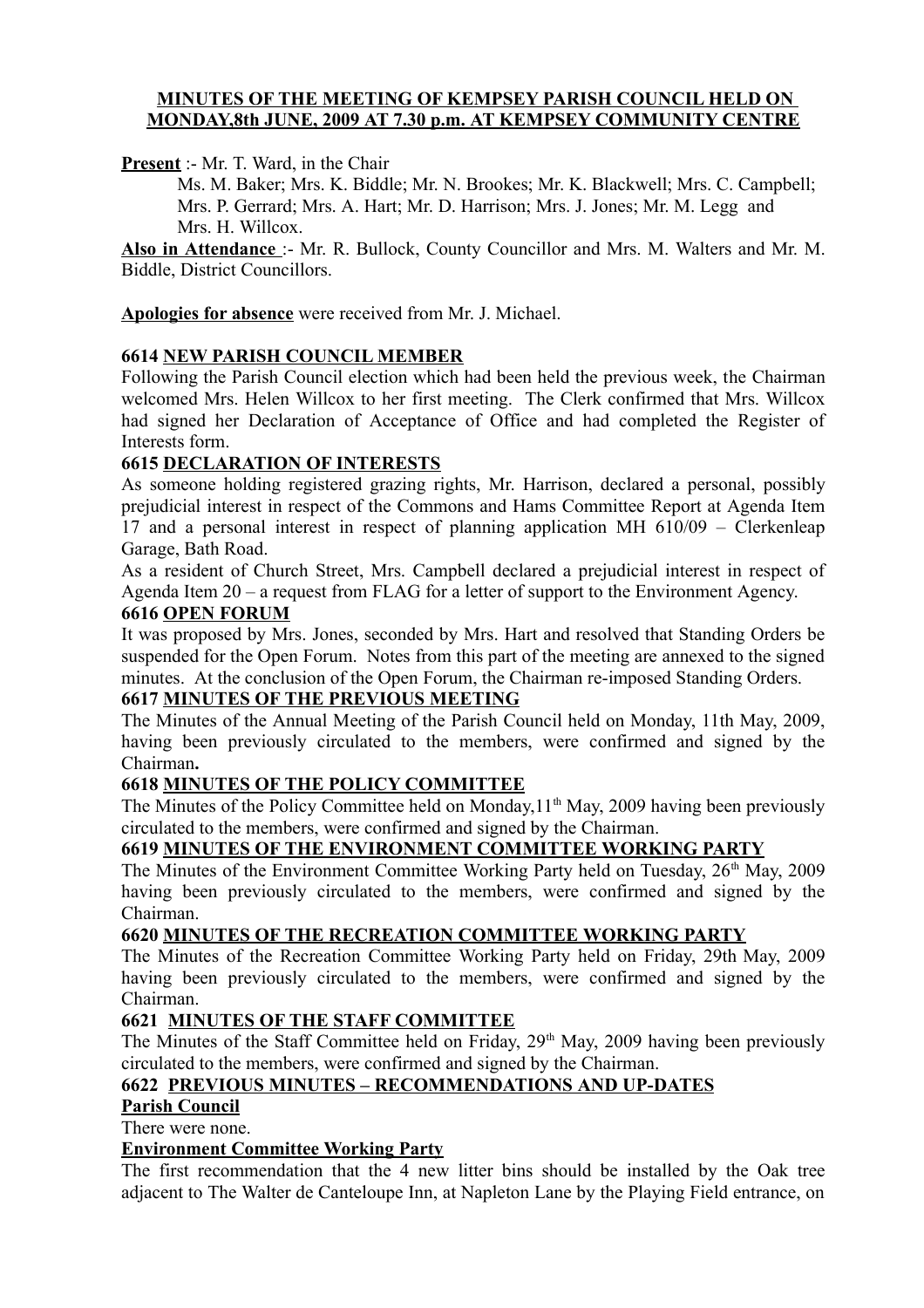**MINUTES OF THE MEETING OF KEMPSEY PARISH COUNCIL HELD ON MONDAY,8th JUNE, 2009 AT 7.30 p.m. AT KEMPSEY COMMUNITY CENTRE**

**Present** :- Mr. T. Ward, in the Chair

Ms. M. Baker; Mrs. K. Biddle; Mr. N. Brookes; Mr. K. Blackwell; Mrs. C. Campbell; Mrs. P. Gerrard; Mrs. A. Hart; Mr. D. Harrison; Mrs. J. Jones; Mr. M. Legg and Mrs. H. Willcox.

**Also in Attendance** :- Mr. R. Bullock, County Councillor and Mrs. M. Walters and Mr. M. Biddle, District Councillors.

**Apologies for absence** were received from Mr. J. Michael.

**6614 NEW PARISH COUNCIL MEMBER**

Following the Parish Council election which had been held the previous week, the Chairman welcomed Mrs. Helen Willcox to her first meeting. The Clerk confirmed that Mrs. Willcox had signed her Declaration of Acceptance of Office and had completed the Register of Interests form.

**6615 DECLARATION OF INTERESTS**

As someone holding registered grazing rights, Mr. Harrison, declared a personal, possibly prejudicial interest in respect of the Commons and Hams Committee Report at Agenda Item 17 and a personal interest in respect of planning application MH 610/09 – Clerkenleap Garage, Bath Road.

As a resident of Church Street, Mrs. Campbell declared a prejudicial interest in respect of Agenda Item 20 – a request from FLAG for a letter of support to the Environment Agency.

**6616 OPEN FORUM**

It was proposed by Mrs. Jones, seconded by Mrs. Hart and resolved that Standing Orders be suspended for the Open Forum. Notes from this part of the meeting are annexed to the signed minutes. At the conclusion of the Open Forum, the Chairman re-imposed Standing Orders.

**6617 MINUTES OF THE PREVIOUS MEETING**

The Minutes of the Annual Meeting of the Parish Council held on Monday, 11th May, 2009, having been previously circulated to the members, were confirmed and signed by the Chairman**.**

**6618 MINUTES OF THE POLICY COMMITTEE**

The Minutes of the Policy Committee held on Monday,11th May, 2009 having been previously circulated to the members, were confirmed and signed by the Chairman.

**6619 MINUTES OF THE ENVIRONMENT COMMITTEE WORKING PARTY**

The Minutes of the Environment Committee Working Party held on Tuesday, 26th May, 2009 having been previously circulated to the members, were confirmed and signed by the Chairman.

**6620 MINUTES OF THE RECREATION COMMITTEE WORKING PARTY**

The Minutes of the Recreation Committee Working Party held on Friday, 29th May, 2009 having been previously circulated to the members, were confirmed and signed by the Chairman.

**6621 MINUTES OF THE STAFF COMMITTEE**

The Minutes of the Staff Committee held on Friday, 29th May, 2009 having been previously circulated to the members, were confirmed and signed by the Chairman.

**6622 PREVIOUS MINUTES – RECOMMENDATIONS AND UP-DATES**

**Parish Council**

There were none.

**Environment Committee Working Party**

The first recommendation that the 4 new litter bins should be installed by the Oak tree adjacent to The Walter de Canteloupe Inn, at Napleton Lane by the Playing Field entrance, on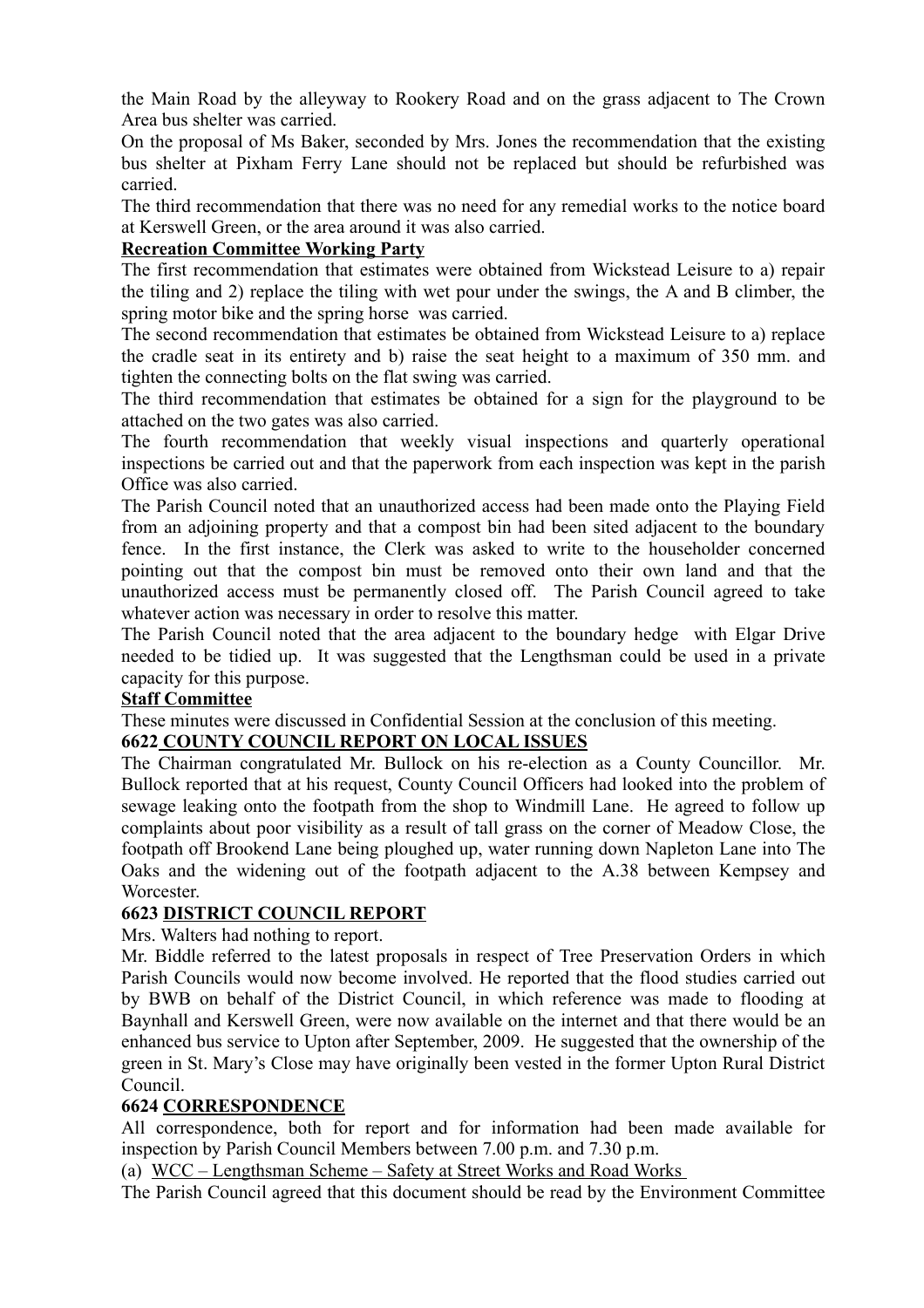the Main Road by the alleyway to Rookery Road and on the grass adjacent to The Crown Area bus shelter was carried.

On the proposal of Ms Baker, seconded by Mrs. Jones the recommendation that the existing bus shelter at Pixham Ferry Lane should not be replaced but should be refurbished was carried.

The third recommendation that there was no need for any remedial works to the notice board at Kerswell Green, or the area around it was also carried.

**Recreation Committee Working Party**

The first recommendation that estimates were obtained from Wickstead Leisure to a) repair the tiling and 2) replace the tiling with wet pour under the swings, the A and B climber, the spring motor bike and the spring horse was carried.

The second recommendation that estimates be obtained from Wickstead Leisure to a) replace the cradle seat in its entirety and b) raise the seat height to a maximum of 350 mm. and tighten the connecting bolts on the flat swing was carried.

The third recommendation that estimates be obtained for a sign for the playground to be attached on the two gates was also carried.

The fourth recommendation that weekly visual inspections and quarterly operational inspections be carried out and that the paperwork from each inspection was kept in the parish Office was also carried.

The Parish Council noted that an unauthorized access had been made onto the Playing Field from an adjoining property and that a compost bin had been sited adjacent to the boundary fence. In the first instance, the Clerk was asked to write to the householder concerned pointing out that the compost bin must be removed onto their own land and that the unauthorized access must be permanently closed off. The Parish Council agreed to take whatever action was necessary in order to resolve this matter.

The Parish Council noted that the area adjacent to the boundary hedge with Elgar Drive needed to be tidied up. It was suggested that the Lengthsman could be used in a private capacity for this purpose.

**Staff Committee**

These minutes were discussed in Confidential Session at the conclusion of this meeting.

## 6622 COUNTY COUNCIL REPORT ON LOCAL ISSUES

The Chairman congratulated Mr. Bullock on his re-election as a County Councillor. Mr. Bullock reported that at his request, County Council Officers had looked into the problem of sewage leaking onto the footpath from the shop to Windmill Lane. He agreed to follow up complaints about poor visibility as a result of tall grass on the corner of Meadow Close, the footpath off Brookend Lane being ploughed up, water running down Napleton Lane into The Oaks and the widening out of the footpath adjacent to the A.38 between Kempsey and Worcester.

## 6623 DISTRICT COUNCIL REPORT

Mrs. Walters had nothing to report.

Mr. Biddle referred to the latest proposals in respect of Tree Preservation Orders in which Parish Councils would now become involved. He reported that the flood studies carried out by BWB on behalf of the District Council, in which reference was made to flooding at Baynhall and Kerswell Green, were now available on the internet and that there would be an enhanced bus service to Upton after September, 2009. He suggested that the ownership of the green in St. Mary's Close may have originally been vested in the former Upton Rural District Council.

## 6624 CORRESPONDENCE

All correspondence, both for report and for information had been made available for inspection by Parish Council Members between 7.00 p.m. and 7.30 p.m.

(a) WCC – Lengthsman Scheme – Safety at Street Works and Road Works

The Parish Council agreed that this document should be read by the Environment Committee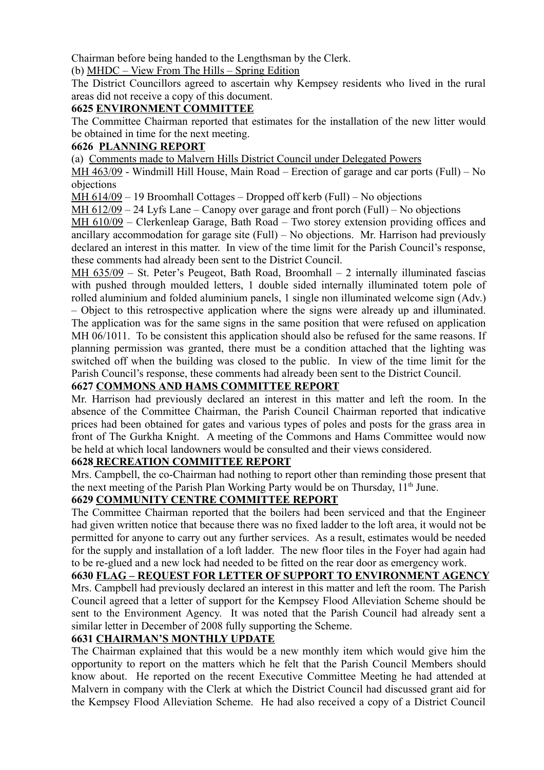Chairman before being handed to the Lengthsman by the Clerk.

(b) MHDC – View From The Hills – Spring Edition

The District Councillors agreed to ascertain why Kempsey residents who lived in the rural areas did not receive a copy of this document.

**6625 ENVIRONMENT COMMITTEE**

The Committee Chairman reported that estimates for the installation of the new litter would be obtained in time for the next meeting.

**6626 PLANNING REPORT**

(a) Comments made to Malvern Hills District Council under Delegated Powers

MH 463/09 - Windmill Hill House, Main Road – Erection of garage and car ports (Full) – No objections

MH 614/09 – 19 Broomhall Cottages – Dropped off kerb (Full) – No objections

MH 612/09 – 24 Lyfs Lane – Canopy over garage and front porch (Full) – No objections

MH 610/09 – Clerkenleap Garage, Bath Road – Two storey extension providing offices and ancillary accommodation for garage site (Full) – No objections. Mr. Harrison had previously declared an interest in this matter. In view of the time limit for the Parish Council's response, these comments had already been sent to the District Council.

MH 635/09 – St. Peter's Peugeot, Bath Road, Broomhall – 2 internally illuminated fascias with pushed through moulded letters, 1 double sided internally illuminated totem pole of rolled aluminium and folded aluminium panels, 1 single non illuminated welcome sign (Adv.) – Object to this retrospective application where the signs were already up and illuminated. The application was for the same signs in the same position that were refused on application MH 06/1011. To be consistent this application should also be refused for the same reasons. If planning permission was granted, there must be a condition attached that the lighting was switched off when the building was closed to the public. In view of the time limit for the Parish Council's response, these comments had already been sent to the District Council.

**6627 COMMONS AND HAMS COMMITTEE REPORT**

Mr. Harrison had previously declared an interest in this matter and left the room. In the absence of the Committee Chairman, the Parish Council Chairman reported that indicative prices had been obtained for gates and various types of poles and posts for the grass area in front of The Gurkha Knight. A meeting of the Commons and Hams Committee would now be held at which local landowners would be consulted and their views considered.

**6628 RECREATION COMMITTEE REPORT**

Mrs. Campbell, the co-Chairman had nothing to report other than reminding those present that the next meeting of the Parish Plan Working Party would be on Thursday, 11th June.

**6629 COMMUNITY CENTRE COMMITTEE REPORT**

The Committee Chairman reported that the boilers had been serviced and that the Engineer had given written notice that because there was no fixed ladder to the loft area, it would not be permitted for anyone to carry out any further services. As a result, estimates would be needed for the supply and installation of a loft ladder. The new floor tiles in the Foyer had again had to be re-glued and a new lock had needed to be fitted on the rear door as emergency work.

**6630 FLAG – REQUEST FOR LETTER OF SUPPORT TO ENVIRONMENT AGENCY**

Mrs. Campbell had previously declared an interest in this matter and left the room. The Parish Council agreed that a letter of support for the Kempsey Flood Alleviation Scheme should be sent to the Environment Agency. It was noted that the Parish Council had already sent a similar letter in December of 2008 fully supporting the Scheme.

**6631 CHAIRMAN'S MONTHLY UPDATE**

The Chairman explained that this would be a new monthly item which would give him the opportunity to report on the matters which he felt that the Parish Council Members should know about. He reported on the recent Executive Committee Meeting he had attended at Malvern in company with the Clerk at which the District Council had discussed grant aid for the Kempsey Flood Alleviation Scheme. He had also received a copy of a District Council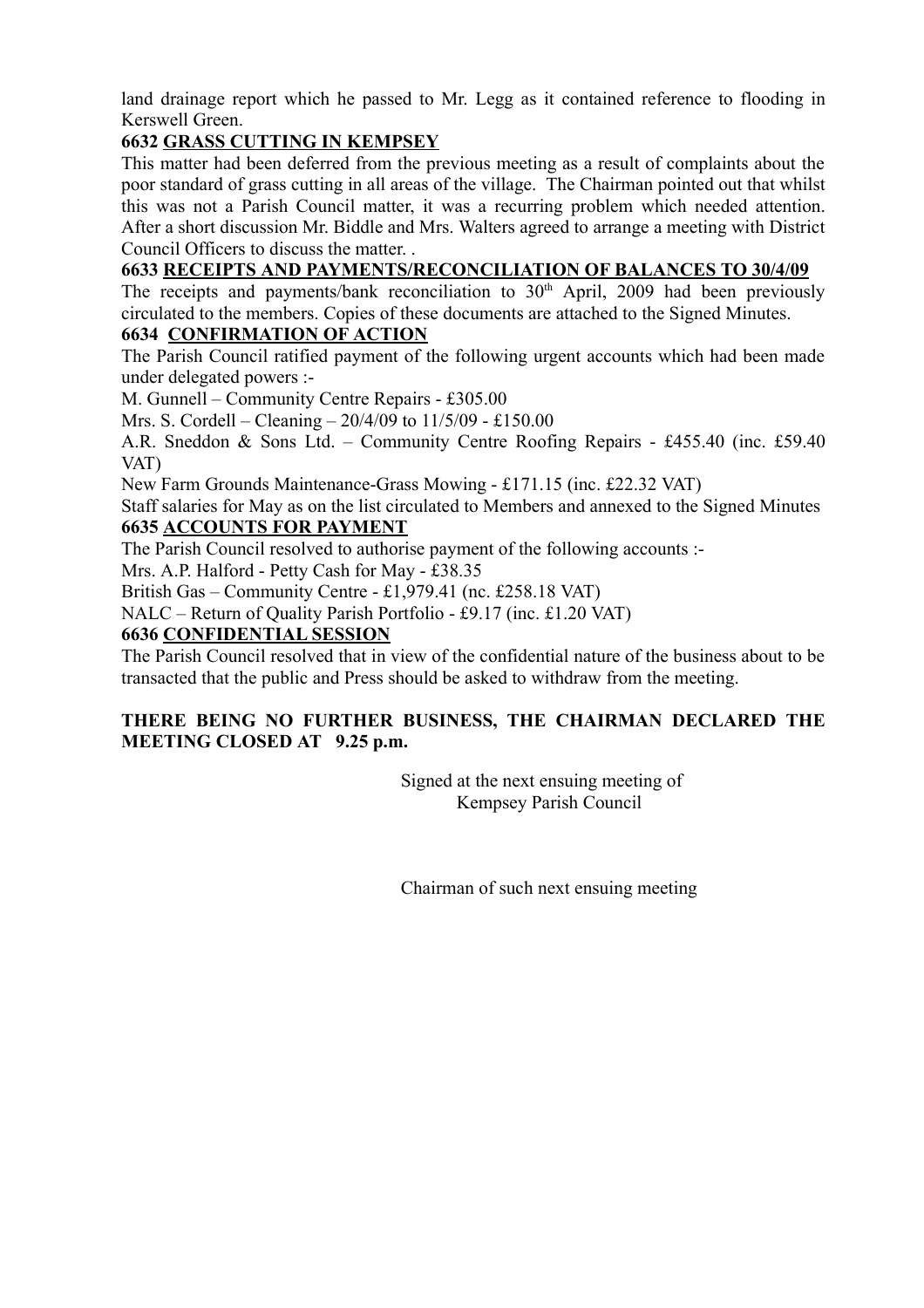land drainage report which he passed to Mr. Legg as it contained reference to flooding in Kerswell Green.

**6632 <u>GRASS CUTTING IN KEMPSEY</u>**

This matter had been deferred from the previous meeting as a result of complaints about the poor standard of grass cutting in all areas of the village. The Chairman pointed out that whilst this was not a Parish Council matter, it was a recurring problem which needed attention. After a short discussion Mr. Biddle and Mrs. Walters agreed to arrange a meeting with District Council Officers to discuss the matter. .

**6633 <u>RECEIPTS AND PAYMENTS/RECONCILIATION OF BALANCES TO 30/4/09</u>**

The receipts and payments/bank reconciliation to 30th April, 2009 had been previously circulated to the members. Copies of these documents are attached to the Signed Minutes.

**6634 <u>CONFIRMATION OF ACTION</u>**

The Parish Council ratified payment of the following urgent accounts which had been made under delegated powers :-

M. Gunnell – Community Centre Repairs - £305.00

Mrs. S. Cordell – Cleaning – 20/4/09 to 11/5/09 - £150.00

A.R. Sneddon & Sons Ltd. – Community Centre Roofing Repairs - £455.40 (inc. £59.40 VAT)

New Farm Grounds Maintenance-Grass Mowing - £171.15 (inc. £22.32 VAT)

Staff salaries for May as on the list circulated to Members and annexed to the Signed Minutes

**6635 <u>ACCOUNTS FOR PAYMENT</u>**

The Parish Council resolved to authorise payment of the following accounts :-

Mrs. A.P. Halford - Petty Cash for May - £38.35

British Gas – Community Centre - £1,979.41 (nc. £258.18 VAT)

NALC – Return of Quality Parish Portfolio - £9.17 (inc. £1.20 VAT)

**6636 <u>CONFIDENTIAL SESSION</u>**

The Parish Council resolved that in view of the confidential nature of the business about to be transacted that the public and Press should be asked to withdraw from the meeting.

**THERE BEING NO FURTHER BUSINESS, THE CHAIRMAN DECLARED THE MEETING CLOSED AT 9.25 p.m.**

Signed at the next ensuing meeting of
Kempsey Parish Council

Chairman of such next ensuing meeting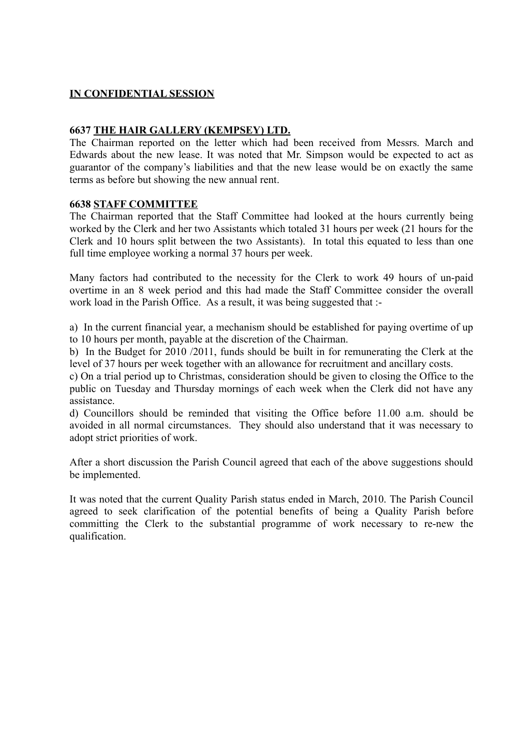**IN CONFIDENTIAL SESSION**

**6637 THE HAIR GALLERY (KEMPSEY) LTD.**

The Chairman reported on the letter which had been received from Messrs. March and Edwards about the new lease. It was noted that Mr. Simpson would be expected to act as guarantor of the company's liabilities and that the new lease would be on exactly the same terms as before but showing the new annual rent.

**6638 STAFF COMMITTEE**

The Chairman reported that the Staff Committee had looked at the hours currently being worked by the Clerk and her two Assistants which totaled 31 hours per week (21 hours for the Clerk and 10 hours split between the two Assistants). In total this equated to less than one full time employee working a normal 37 hours per week.

Many factors had contributed to the necessity for the Clerk to work 49 hours of un-paid overtime in an 8 week period and this had made the Staff Committee consider the overall work load in the Parish Office. As a result, it was being suggested that :-

a) In the current financial year, a mechanism should be established for paying overtime of up to 10 hours per month, payable at the discretion of the Chairman.
b) In the Budget for 2010 /2011, funds should be built in for remunerating the Clerk at the level of 37 hours per week together with an allowance for recruitment and ancillary costs.
c) On a trial period up to Christmas, consideration should be given to closing the Office to the public on Tuesday and Thursday mornings of each week when the Clerk did not have any assistance.
d) Councillors should be reminded that visiting the Office before 11.00 a.m. should be avoided in all normal circumstances. They should also understand that it was necessary to adopt strict priorities of work.

After a short discussion the Parish Council agreed that each of the above suggestions should be implemented.

It was noted that the current Quality Parish status ended in March, 2010. The Parish Council agreed to seek clarification of the potential benefits of being a Quality Parish before committing the Clerk to the substantial programme of work necessary to re-new the qualification.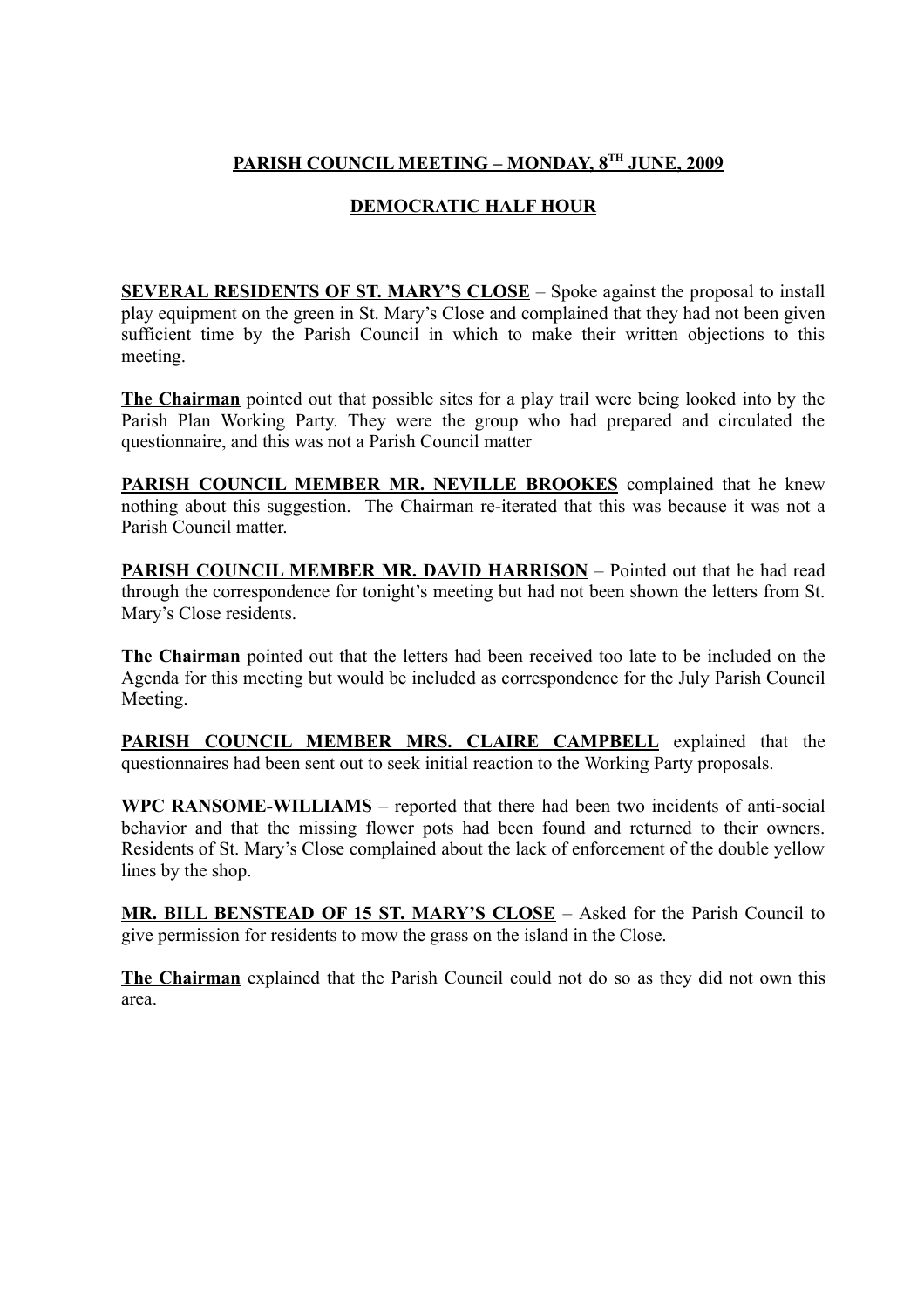# PARISH COUNCIL MEETING – MONDAY, 8TH JUNE, 2009

## DEMOCRATIC HALF HOUR

**SEVERAL RESIDENTS OF ST. MARY'S CLOSE** – Spoke against the proposal to install play equipment on the green in St. Mary's Close and complained that they had not been given sufficient time by the Parish Council in which to make their written objections to this meeting.

**The Chairman** pointed out that possible sites for a play trail were being looked into by the Parish Plan Working Party. They were the group who had prepared and circulated the questionnaire, and this was not a Parish Council matter

**PARISH COUNCIL MEMBER MR. NEVILLE BROOKES** complained that he knew nothing about this suggestion. The Chairman re-iterated that this was because it was not a Parish Council matter.

**PARISH COUNCIL MEMBER MR. DAVID HARRISON** – Pointed out that he had read through the correspondence for tonight's meeting but had not been shown the letters from St. Mary's Close residents.

**The Chairman** pointed out that the letters had been received too late to be included on the Agenda for this meeting but would be included as correspondence for the July Parish Council Meeting.

**PARISH COUNCIL MEMBER MRS. CLAIRE CAMPBELL** explained that the questionnaires had been sent out to seek initial reaction to the Working Party proposals.

**WPC RANSOME-WILLIAMS** – reported that there had been two incidents of anti-social behavior and that the missing flower pots had been found and returned to their owners. Residents of St. Mary's Close complained about the lack of enforcement of the double yellow lines by the shop.

**MR. BILL BENSTEAD OF 15 ST. MARY'S CLOSE** – Asked for the Parish Council to give permission for residents to mow the grass on the island in the Close.

**The Chairman** explained that the Parish Council could not do so as they did not own this area.